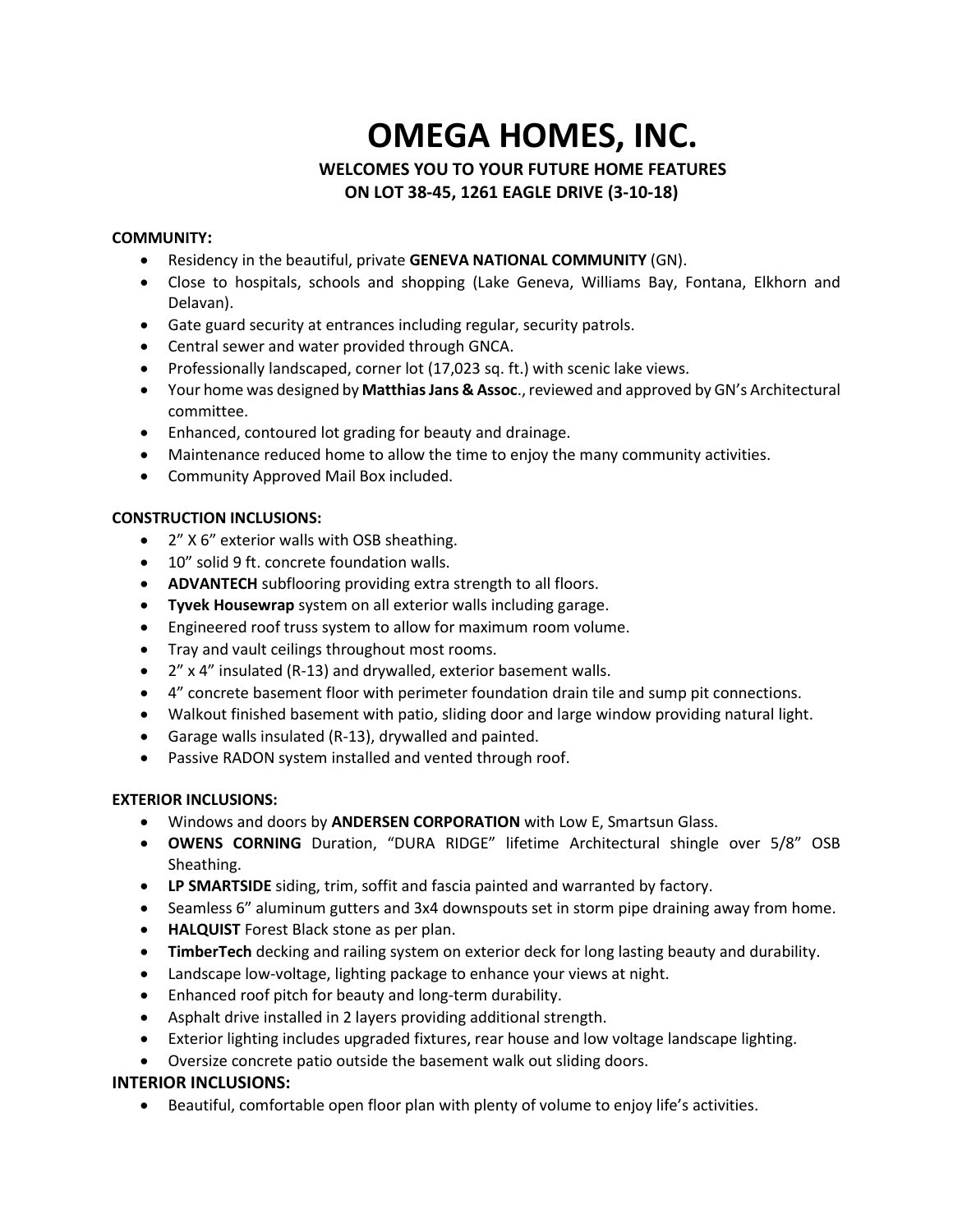# OMEGA HOMES, INC.

### WELCOMES YOU TO YOUR FUTURE HOME FEATURES ON LOT 38-45, 1261 EAGLE DRIVE (3-10-18)

**COMMUNITY:**

- Residency in the beautiful, private **GENEVA NATIONAL COMMUNITY** (GN).
- Close to hospitals, schools and shopping (Lake Geneva, Williams Bay, Fontana, Elkhorn and Delavan).
- Gate guard security at entrances including regular, security patrols.
- Central sewer and water provided through GNCA.
- Professionally landscaped, corner lot (17,023 sq. ft.) with scenic lake views.
- Your home was designed by **Matthias Jans & Assoc**., reviewed and approved by GN's Architectural committee.
- Enhanced, contoured lot grading for beauty and drainage.
- Maintenance reduced home to allow the time to enjoy the many community activities.
- Community Approved Mail Box included.

**CONSTRUCTION INCLUSIONS:**

- 2" X 6" exterior walls with OSB sheathing.
- 10" solid 9 ft. concrete foundation walls.
- **ADVANTECH** subflooring providing extra strength to all floors.
- **Tyvek Housewrap** system on all exterior walls including garage.
- Engineered roof truss system to allow for maximum room volume.
- Tray and vault ceilings throughout most rooms.
- 2" x 4" insulated (R-13) and drywalled, exterior basement walls.
- 4" concrete basement floor with perimeter foundation drain tile and sump pit connections.
- Walkout finished basement with patio, sliding door and large window providing natural light.
- Garage walls insulated (R-13), drywalled and painted.
- Passive RADON system installed and vented through roof.

**EXTERIOR INCLUSIONS:**

- Windows and doors by **ANDERSEN CORPORATION** with Low E, Smartsun Glass.
- **OWENS CORNING** Duration, "DURA RIDGE" lifetime Architectural shingle over 5/8" OSB Sheathing.
- **LP SMARTSIDE** siding, trim, soffit and fascia painted and warranted by factory.
- Seamless 6" aluminum gutters and 3x4 downspouts set in storm pipe draining away from home.
- **HALQUIST** Forest Black stone as per plan.
- **TimberTech** decking and railing system on exterior deck for long lasting beauty and durability.
- Landscape low-voltage, lighting package to enhance your views at night.
- Enhanced roof pitch for beauty and long-term durability.
- Asphalt drive installed in 2 layers providing additional strength.
- Exterior lighting includes upgraded fixtures, rear house and low voltage landscape lighting.
- Oversize concrete patio outside the basement walk out sliding doors.

**INTERIOR INCLUSIONS:**

- Beautiful, comfortable open floor plan with plenty of volume to enjoy life's activities.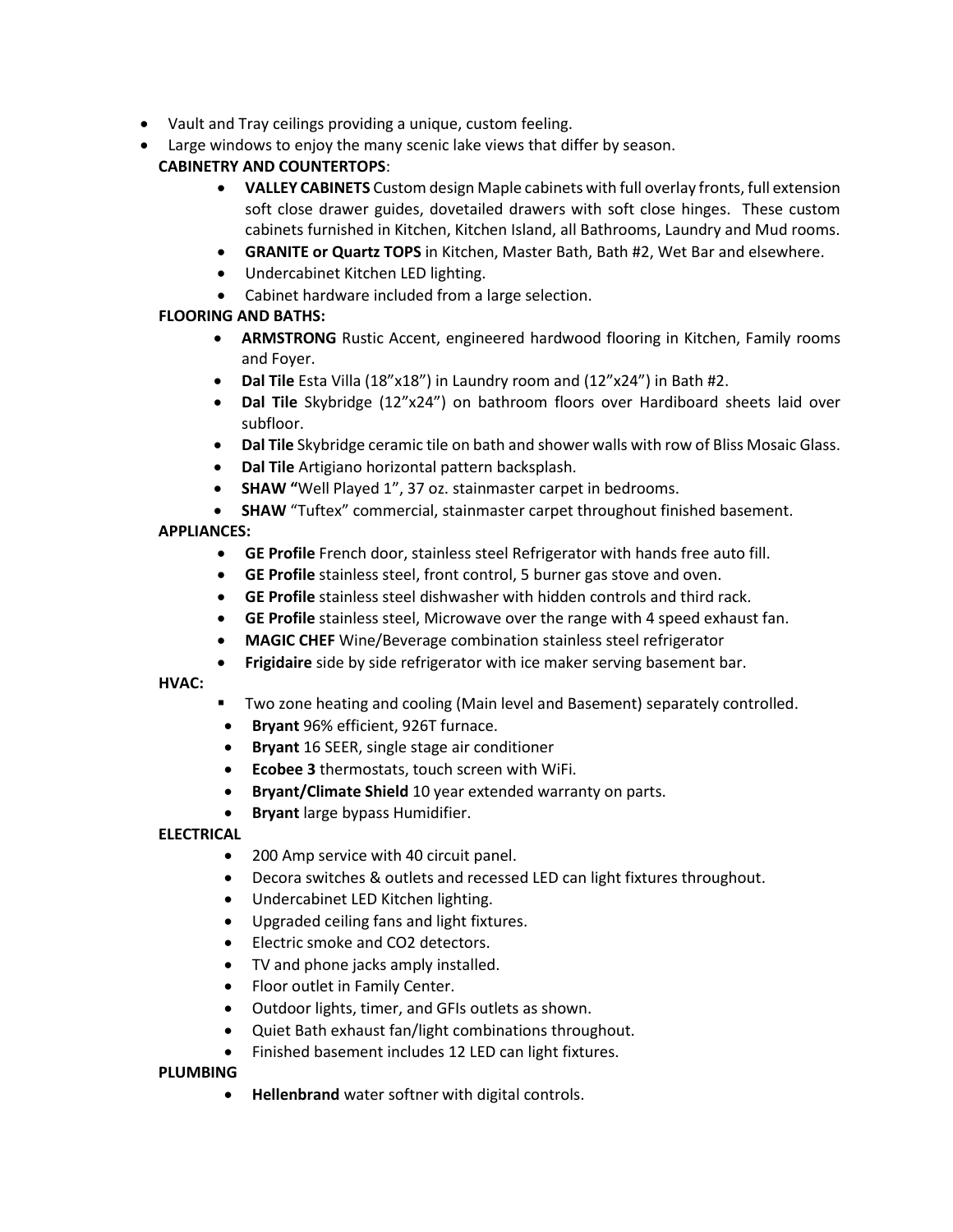- Vault and Tray ceilings providing a unique, custom feeling.
- Large windows to enjoy the many scenic lake views that differ by season.

**CABINETRY AND COUNTERTOPS**:

- **VALLEY CABINETS** Custom design Maple cabinets with full overlay fronts, full extension soft close drawer guides, dovetailed drawers with soft close hinges. These custom cabinets furnished in Kitchen, Kitchen Island, all Bathrooms, Laundry and Mud rooms.
- **GRANITE or Quartz TOPS** in Kitchen, Master Bath, Bath #2, Wet Bar and elsewhere.
- Undercabinet Kitchen LED lighting.
- Cabinet hardware included from a large selection.

**FLOORING AND BATHS:**

- **ARMSTRONG** Rustic Accent, engineered hardwood flooring in Kitchen, Family rooms and Foyer.
- **Dal Tile** Esta Villa (18"x18") in Laundry room and (12"x24") in Bath #2.
- **Dal Tile** Skybridge (12"x24") on bathroom floors over Hardiboard sheets laid over subfloor.
- **Dal Tile** Skybridge ceramic tile on bath and shower walls with row of Bliss Mosaic Glass.
- **Dal Tile** Artigiano horizontal pattern backsplash.
- **SHAW "**Well Played 1", 37 oz. stainmaster carpet in bedrooms.
- **SHAW** "Tuftex" commercial, stainmaster carpet throughout finished basement.

**APPLIANCES:**

- **GE Profile** French door, stainless steel Refrigerator with hands free auto fill.
- **GE Profile** stainless steel, front control, 5 burner gas stove and oven.
- **GE Profile** stainless steel dishwasher with hidden controls and third rack.
- **GE Profile** stainless steel, Microwave over the range with 4 speed exhaust fan.
- **MAGIC CHEF** Wine/Beverage combination stainless steel refrigerator
- **Frigidaire** side by side refrigerator with ice maker serving basement bar.

**HVAC:**

- Two zone heating and cooling (Main level and Basement) separately controlled.
- **Bryant** 96% efficient, 926T furnace.
- **Bryant** 16 SEER, single stage air conditioner
- **Ecobee 3** thermostats, touch screen with WiFi.
- **Bryant/Climate Shield** 10 year extended warranty on parts.
- **Bryant** large bypass Humidifier.

**ELECTRICAL**

- 200 Amp service with 40 circuit panel.
- Decora switches & outlets and recessed LED can light fixtures throughout.
- Undercabinet LED Kitchen lighting.
- Upgraded ceiling fans and light fixtures.
- Electric smoke and CO2 detectors.
- TV and phone jacks amply installed.
- Floor outlet in Family Center.
- Outdoor lights, timer, and GFIs outlets as shown.
- Quiet Bath exhaust fan/light combinations throughout.
- Finished basement includes 12 LED can light fixtures.

**PLUMBING**

- **Hellenbrand** water softner with digital controls.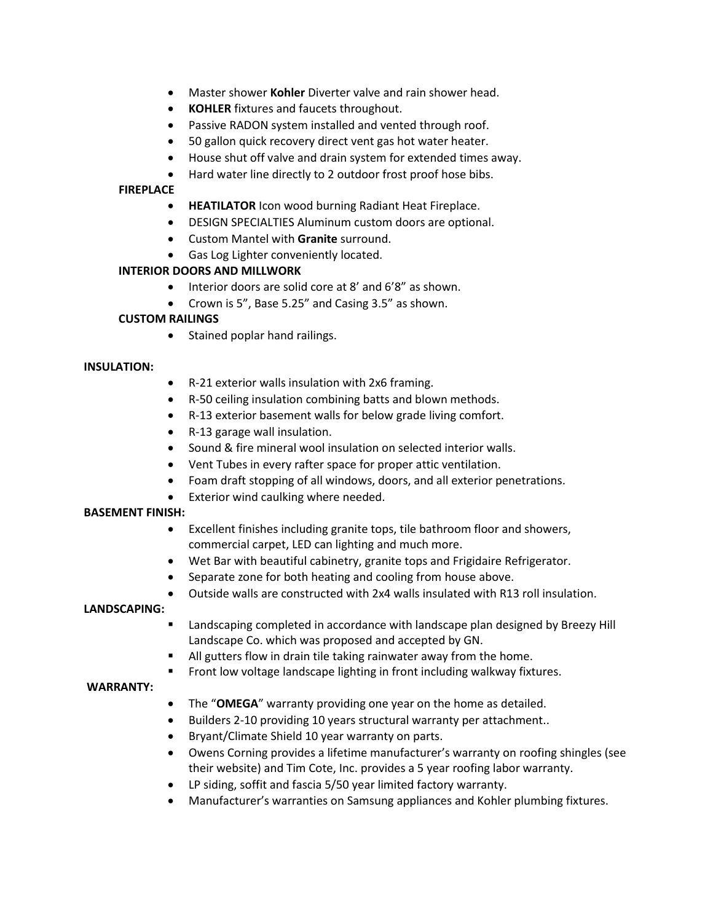- Master shower **Kohler** Diverter valve and rain shower head.
- **KOHLER** fixtures and faucets throughout.
- Passive RADON system installed and vented through roof.
- 50 gallon quick recovery direct vent gas hot water heater.
- House shut off valve and drain system for extended times away.
- Hard water line directly to 2 outdoor frost proof hose bibs.

**FIREPLACE**

- **HEATILATOR** Icon wood burning Radiant Heat Fireplace.
- DESIGN SPECIALTIES Aluminum custom doors are optional.
- Custom Mantel with **Granite** surround.
- Gas Log Lighter conveniently located.

**INTERIOR DOORS AND MILLWORK**

- Interior doors are solid core at 8' and 6'8" as shown.
- Crown is 5", Base 5.25" and Casing 3.5" as shown.

**CUSTOM RAILINGS**

- Stained poplar hand railings.

**INSULATION:**

- R-21 exterior walls insulation with 2x6 framing.
- R-50 ceiling insulation combining batts and blown methods.
- R-13 exterior basement walls for below grade living comfort.
- R-13 garage wall insulation.
- Sound & fire mineral wool insulation on selected interior walls.
- Vent Tubes in every rafter space for proper attic ventilation.
- Foam draft stopping of all windows, doors, and all exterior penetrations.
- Exterior wind caulking where needed.

**BASEMENT FINISH:**

- Excellent finishes including granite tops, tile bathroom floor and showers, commercial carpet, LED can lighting and much more.
- Wet Bar with beautiful cabinetry, granite tops and Frigidaire Refrigerator.
- Separate zone for both heating and cooling from house above.
- Outside walls are constructed with 2x4 walls insulated with R13 roll insulation.

**LANDSCAPING:**

- Landscaping completed in accordance with landscape plan designed by Breezy Hill Landscape Co. which was proposed and accepted by GN.
- All gutters flow in drain tile taking rainwater away from the home.
- Front low voltage landscape lighting in front including walkway fixtures.

**WARRANTY:**

- The "**OMEGA**" warranty providing one year on the home as detailed.
- Builders 2-10 providing 10 years structural warranty per attachment..
- Bryant/Climate Shield 10 year warranty on parts.
- Owens Corning provides a lifetime manufacturer's warranty on roofing shingles (see their website) and Tim Cote, Inc. provides a 5 year roofing labor warranty.
- LP siding, soffit and fascia 5/50 year limited factory warranty.
- Manufacturer's warranties on Samsung appliances and Kohler plumbing fixtures.